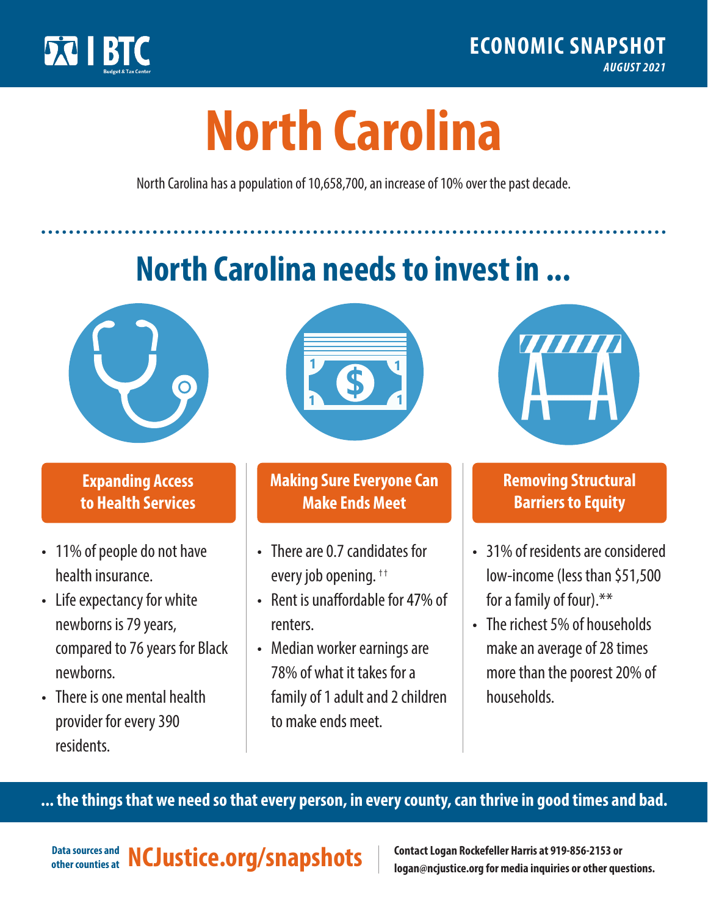BTC Budget & Tax Center

**ECONOMIC SNAPSHOT**
*AUGUST 2021*

# North Carolina

North Carolina has a population of 10,658,700, an increase of 10% over the past decade.

## North Carolina needs to invest in ...

### Expanding Access to Health Services

- 11% of people do not have health insurance.
- Life expectancy for white newborns is 79 years, compared to 76 years for Black newborns.
- There is one mental health provider for every 390 residents.

### Making Sure Everyone Can Make Ends Meet

- There are 0.7 candidates for every job opening. ††
- Rent is unaffordable for 47% of renters.
- Median worker earnings are 78% of what it takes for a family of 1 adult and 2 children to make ends meet.

### Removing Structural Barriers to Equity

- 31% of residents are considered low-income (less than $51,500 for a family of four).**
- The richest 5% of households make an average of 28 times more than the poorest 20% of households.

**... the things that we need so that every person, in every county, can thrive in good times and bad.**

Data sources and other counties at **NCJustice.org/snapshots**

**Contact Logan Rockefeller Harris at 919-856-2153 or logan@ncjustice.org for media inquiries or other questions.**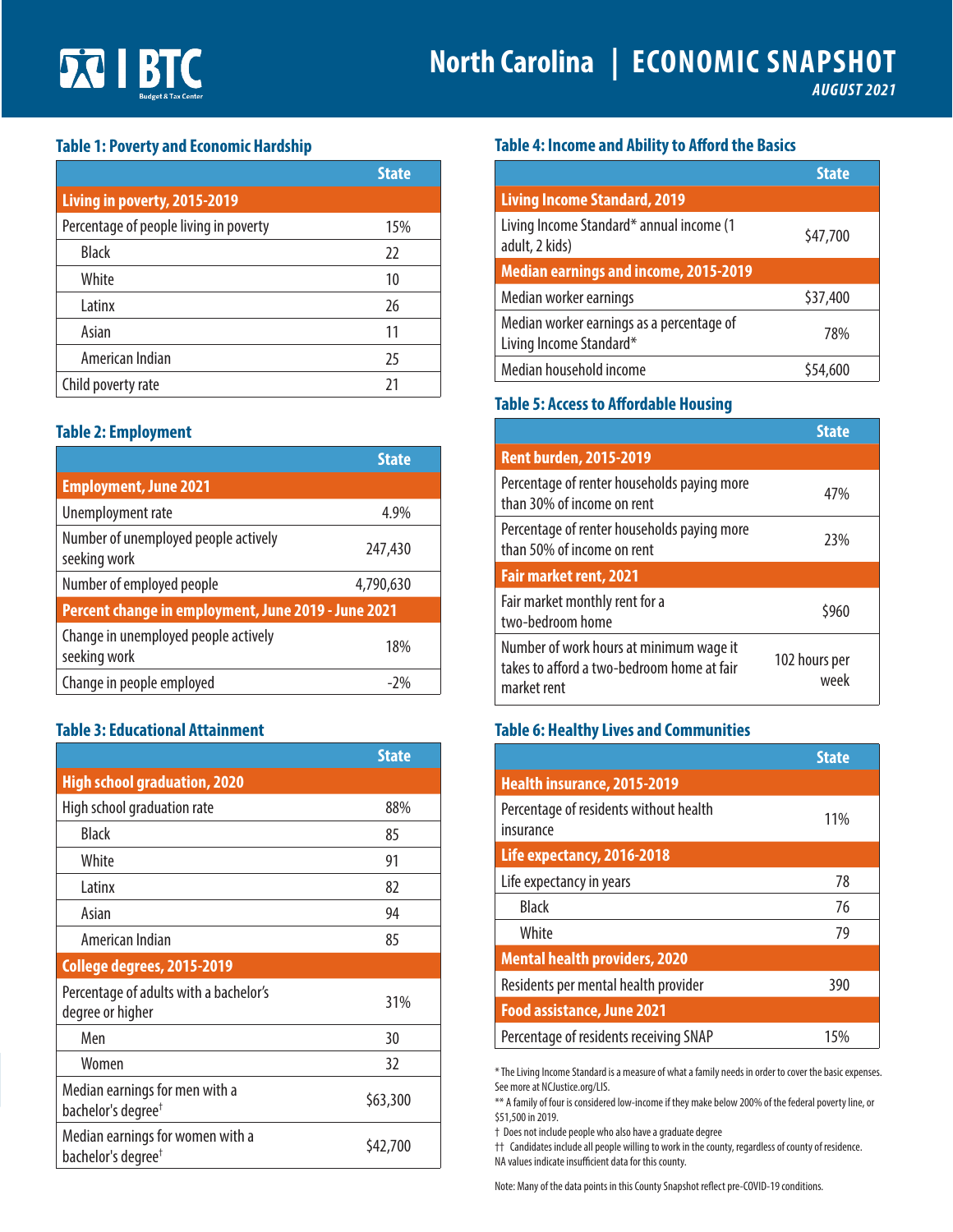# North Carolina | ECONOMIC SNAPSHOT

*AUGUST 2021*

### Table 1: Poverty and Economic Hardship

| | State |
|---|---|
| **Living in poverty, 2015-2019** | |
| Percentage of people living in poverty | 15% |
| Black | 22 |
| White | 10 |
| Latinx | 26 |
| Asian | 11 |
| American Indian | 25 |
| Child poverty rate | 21 |

### Table 2: Employment

| | State |
|---|---|
| **Employment, June 2021** | |
| Unemployment rate | 4.9% |
| Number of unemployed people actively seeking work | 247,430 |
| Number of employed people | 4,790,630 |
| **Percent change in employment, June 2019 - June 2021** | |
| Change in unemployed people actively seeking work | 18% |
| Change in people employed | -2% |

### Table 3: Educational Attainment

| | State |
|---|---|
| **High school graduation, 2020** | |
| High school graduation rate | 88% |
| Black | 85 |
| White | 91 |
| Latinx | 82 |
| Asian | 94 |
| American Indian | 85 |
| **College degrees, 2015-2019** | |
| Percentage of adults with a bachelor's degree or higher | 31% |
| Men | 30 |
| Women | 32 |
| Median earnings for men with a bachelor's degree† | $63,300 |
| Median earnings for women with a bachelor's degree† | $42,700 |

### Table 4: Income and Ability to Afford the Basics

| | State |
|---|---|
| **Living Income Standard, 2019** | |
| Living Income Standard* annual income (1 adult, 2 kids) | $47,700 |
| **Median earnings and income, 2015-2019** | |
| Median worker earnings | $37,400 |
| Median worker earnings as a percentage of Living Income Standard* | 78% |
| Median household income | $54,600 |

### Table 5: Access to Affordable Housing

| | State |
|---|---|
| **Rent burden, 2015-2019** | |
| Percentage of renter households paying more than 30% of income on rent | 47% |
| Percentage of renter households paying more than 50% of income on rent | 23% |
| **Fair market rent, 2021** | |
| Fair market monthly rent for a two-bedroom home | $960 |
| Number of work hours at minimum wage it takes to afford a two-bedroom home at fair market rent | 102 hours per week |

### Table 6: Healthy Lives and Communities

| | State |
|---|---|
| **Health insurance, 2015-2019** | |
| Percentage of residents without health insurance | 11% |
| **Life expectancy, 2016-2018** | |
| Life expectancy in years | 78 |
| Black | 76 |
| White | 79 |
| **Mental health providers, 2020** | |
| Residents per mental health provider | 390 |
| **Food assistance, June 2021** | |
| Percentage of residents receiving SNAP | 15% |

* The Living Income Standard is a measure of what a family needs in order to cover the basic expenses. See more at NCJustice.org/LIS.

** A family of four is considered low-income if they make below 200% of the federal poverty line, or $51,500 in 2019.

† Does not include people who also have a graduate degree

†† Candidates include all people willing to work in the county, regardless of county of residence.

NA values indicate insufficient data for this county.

Note: Many of the data points in this County Snapshot reflect pre-COVID-19 conditions.